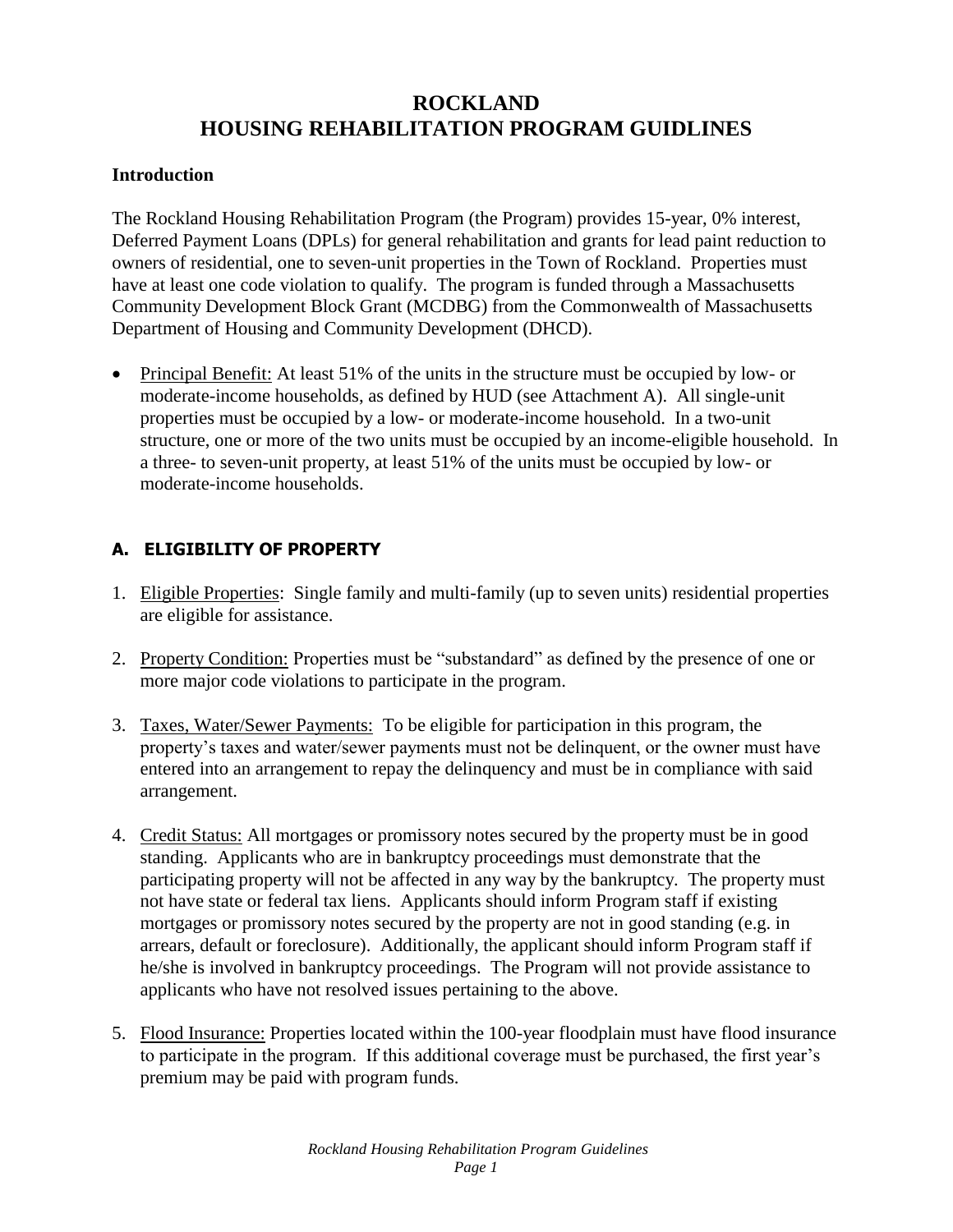# ROCKLAND
# HOUSING REHABILITATION PROGRAM GUIDLINES

### Introduction

The Rockland Housing Rehabilitation Program (the Program) provides 15-year, 0% interest, Deferred Payment Loans (DPLs) for general rehabilitation and grants for lead paint reduction to owners of residential, one to seven-unit properties in the Town of Rockland. Properties must have at least one code violation to qualify. The program is funded through a Massachusetts Community Development Block Grant (MCDBG) from the Commonwealth of Massachusetts Department of Housing and Community Development (DHCD).

- Principal Benefit: At least 51% of the units in the structure must be occupied by low- or moderate-income households, as defined by HUD (see Attachment A). All single-unit properties must be occupied by a low- or moderate-income household. In a two-unit structure, one or more of the two units must be occupied by an income-eligible household. In a three- to seven-unit property, at least 51% of the units must be occupied by low- or moderate-income households.

## A. ELIGIBILITY OF PROPERTY

1. Eligible Properties: Single family and multi-family (up to seven units) residential properties are eligible for assistance.

2. Property Condition: Properties must be "substandard" as defined by the presence of one or more major code violations to participate in the program.

3. Taxes, Water/Sewer Payments: To be eligible for participation in this program, the property's taxes and water/sewer payments must not be delinquent, or the owner must have entered into an arrangement to repay the delinquency and must be in compliance with said arrangement.

4. Credit Status: All mortgages or promissory notes secured by the property must be in good standing. Applicants who are in bankruptcy proceedings must demonstrate that the participating property will not be affected in any way by the bankruptcy. The property must not have state or federal tax liens. Applicants should inform Program staff if existing mortgages or promissory notes secured by the property are not in good standing (e.g. in arrears, default or foreclosure). Additionally, the applicant should inform Program staff if he/she is involved in bankruptcy proceedings. The Program will not provide assistance to applicants who have not resolved issues pertaining to the above.

5. Flood Insurance: Properties located within the 100-year floodplain must have flood insurance to participate in the program. If this additional coverage must be purchased, the first year's premium may be paid with program funds.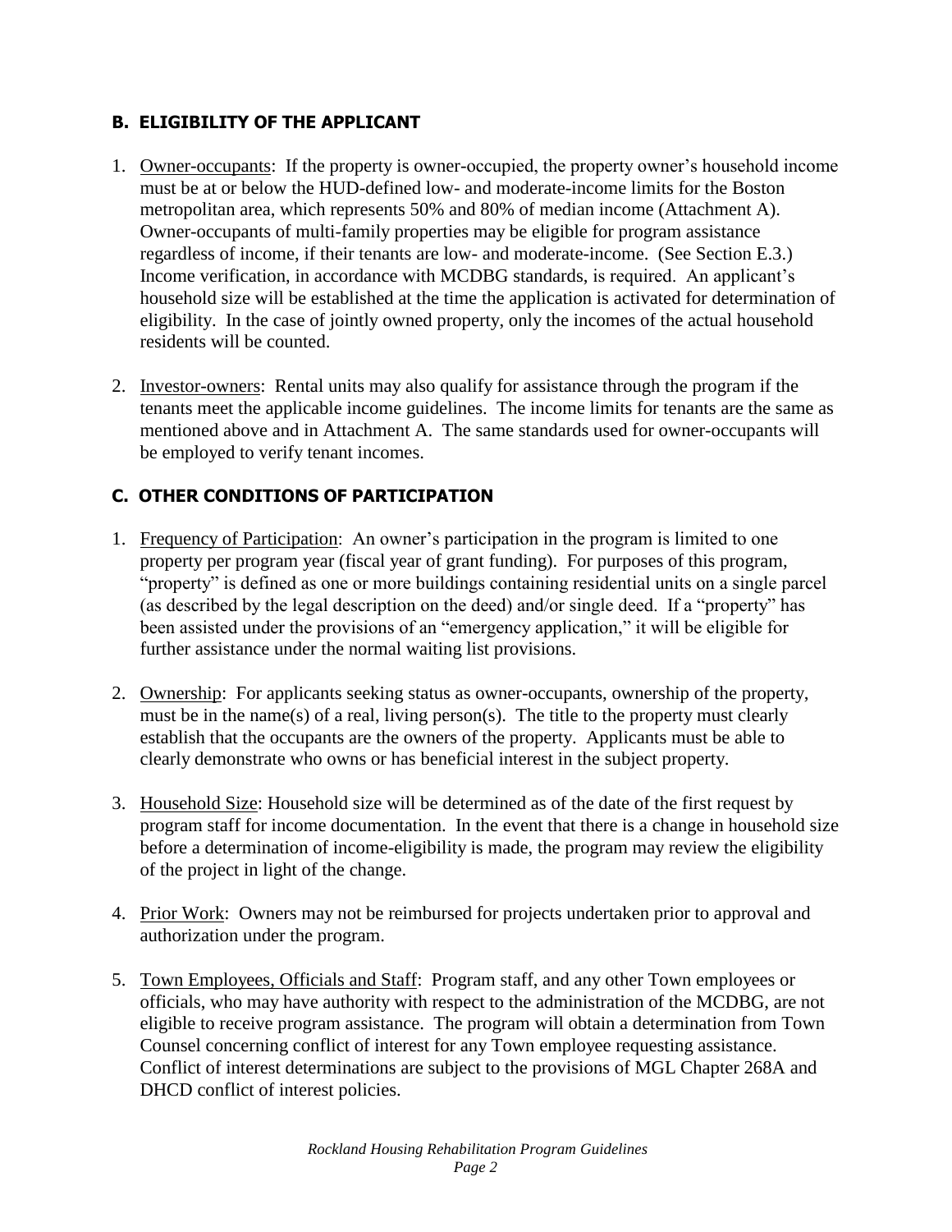### B. ELIGIBILITY OF THE APPLICANT

1. Owner-occupants: If the property is owner-occupied, the property owner's household income must be at or below the HUD-defined low- and moderate-income limits for the Boston metropolitan area, which represents 50% and 80% of median income (Attachment A). Owner-occupants of multi-family properties may be eligible for program assistance regardless of income, if their tenants are low- and moderate-income. (See Section E.3.) Income verification, in accordance with MCDBG standards, is required. An applicant's household size will be established at the time the application is activated for determination of eligibility. In the case of jointly owned property, only the incomes of the actual household residents will be counted.

2. Investor-owners: Rental units may also qualify for assistance through the program if the tenants meet the applicable income guidelines. The income limits for tenants are the same as mentioned above and in Attachment A. The same standards used for owner-occupants will be employed to verify tenant incomes.

### C. OTHER CONDITIONS OF PARTICIPATION

1. Frequency of Participation: An owner's participation in the program is limited to one property per program year (fiscal year of grant funding). For purposes of this program, "property" is defined as one or more buildings containing residential units on a single parcel (as described by the legal description on the deed) and/or single deed. If a "property" has been assisted under the provisions of an "emergency application," it will be eligible for further assistance under the normal waiting list provisions.

2. Ownership: For applicants seeking status as owner-occupants, ownership of the property, must be in the name(s) of a real, living person(s). The title to the property must clearly establish that the occupants are the owners of the property. Applicants must be able to clearly demonstrate who owns or has beneficial interest in the subject property.

3. Household Size: Household size will be determined as of the date of the first request by program staff for income documentation. In the event that there is a change in household size before a determination of income-eligibility is made, the program may review the eligibility of the project in light of the change.

4. Prior Work: Owners may not be reimbursed for projects undertaken prior to approval and authorization under the program.

5. Town Employees, Officials and Staff: Program staff, and any other Town employees or officials, who may have authority with respect to the administration of the MCDBG, are not eligible to receive program assistance. The program will obtain a determination from Town Counsel concerning conflict of interest for any Town employee requesting assistance. Conflict of interest determinations are subject to the provisions of MGL Chapter 268A and DHCD conflict of interest policies.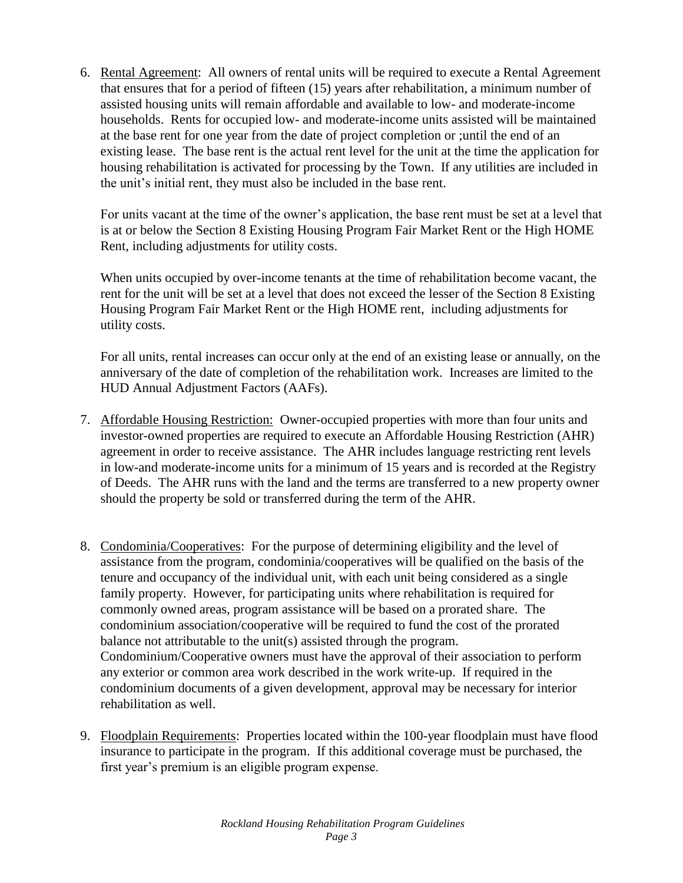6. <u>Rental Agreement</u>: All owners of rental units will be required to execute a Rental Agreement that ensures that for a period of fifteen (15) years after rehabilitation, a minimum number of assisted housing units will remain affordable and available to low- and moderate-income households. Rents for occupied low- and moderate-income units assisted will be maintained at the base rent for one year from the date of project completion or ;until the end of an existing lease. The base rent is the actual rent level for the unit at the time the application for housing rehabilitation is activated for processing by the Town. If any utilities are included in the unit's initial rent, they must also be included in the base rent.

   For units vacant at the time of the owner's application, the base rent must be set at a level that is at or below the Section 8 Existing Housing Program Fair Market Rent or the High HOME Rent, including adjustments for utility costs.

   When units occupied by over-income tenants at the time of rehabilitation become vacant, the rent for the unit will be set at a level that does not exceed the lesser of the Section 8 Existing Housing Program Fair Market Rent or the High HOME rent, including adjustments for utility costs.

   For all units, rental increases can occur only at the end of an existing lease or annually, on the anniversary of the date of completion of the rehabilitation work. Increases are limited to the HUD Annual Adjustment Factors (AAFs).

7. <u>Affordable Housing Restriction:</u> Owner-occupied properties with more than four units and investor-owned properties are required to execute an Affordable Housing Restriction (AHR) agreement in order to receive assistance. The AHR includes language restricting rent levels in low-and moderate-income units for a minimum of 15 years and is recorded at the Registry of Deeds. The AHR runs with the land and the terms are transferred to a new property owner should the property be sold or transferred during the term of the AHR.

8. <u>Condominia/Cooperatives</u>: For the purpose of determining eligibility and the level of assistance from the program, condominia/cooperatives will be qualified on the basis of the tenure and occupancy of the individual unit, with each unit being considered as a single family property. However, for participating units where rehabilitation is required for commonly owned areas, program assistance will be based on a prorated share. The condominium association/cooperative will be required to fund the cost of the prorated balance not attributable to the unit(s) assisted through the program. Condominium/Cooperative owners must have the approval of their association to perform any exterior or common area work described in the work write-up. If required in the condominium documents of a given development, approval may be necessary for interior rehabilitation as well.

9. <u>Floodplain Requirements</u>: Properties located within the 100-year floodplain must have flood insurance to participate in the program. If this additional coverage must be purchased, the first year's premium is an eligible program expense.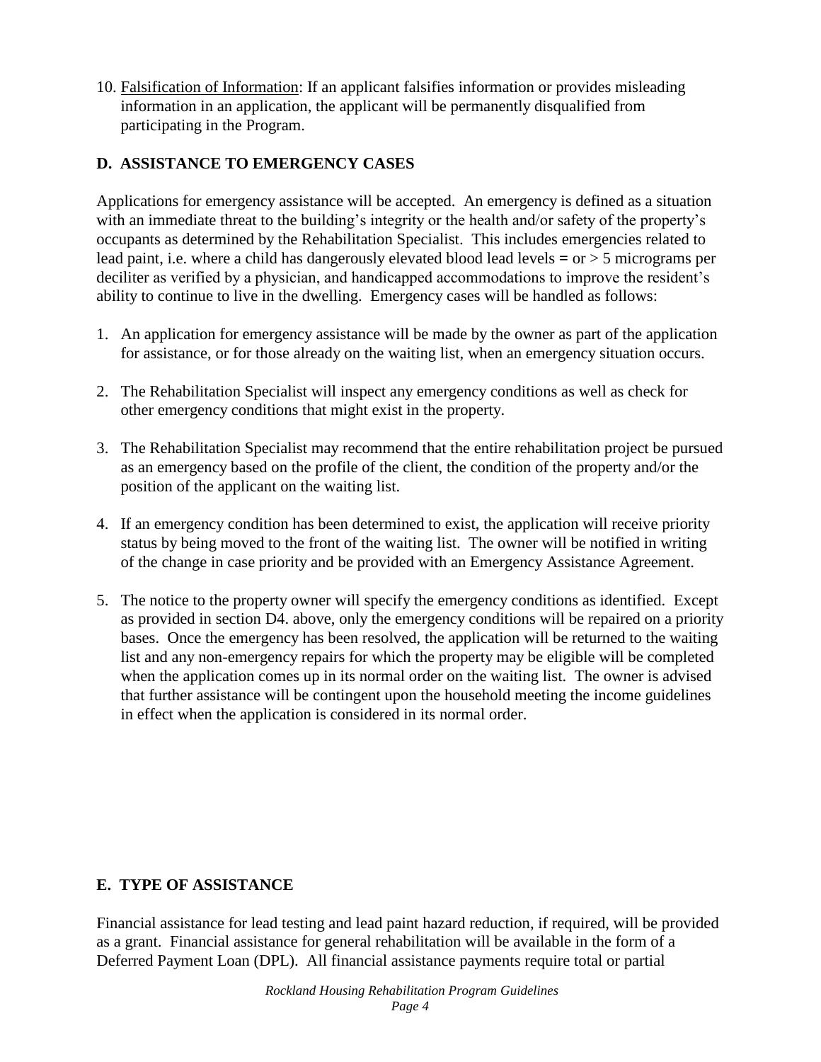10. Falsification of Information: If an applicant falsifies information or provides misleading information in an application, the applicant will be permanently disqualified from participating in the Program.

## D. ASSISTANCE TO EMERGENCY CASES

Applications for emergency assistance will be accepted. An emergency is defined as a situation with an immediate threat to the building's integrity or the health and/or safety of the property's occupants as determined by the Rehabilitation Specialist. This includes emergencies related to lead paint, i.e. where a child has dangerously elevated blood lead levels = or > 5 micrograms per deciliter as verified by a physician, and handicapped accommodations to improve the resident's ability to continue to live in the dwelling. Emergency cases will be handled as follows:

1. An application for emergency assistance will be made by the owner as part of the application for assistance, or for those already on the waiting list, when an emergency situation occurs.

2. The Rehabilitation Specialist will inspect any emergency conditions as well as check for other emergency conditions that might exist in the property.

3. The Rehabilitation Specialist may recommend that the entire rehabilitation project be pursued as an emergency based on the profile of the client, the condition of the property and/or the position of the applicant on the waiting list.

4. If an emergency condition has been determined to exist, the application will receive priority status by being moved to the front of the waiting list. The owner will be notified in writing of the change in case priority and be provided with an Emergency Assistance Agreement.

5. The notice to the property owner will specify the emergency conditions as identified. Except as provided in section D4. above, only the emergency conditions will be repaired on a priority bases. Once the emergency has been resolved, the application will be returned to the waiting list and any non-emergency repairs for which the property may be eligible will be completed when the application comes up in its normal order on the waiting list. The owner is advised that further assistance will be contingent upon the household meeting the income guidelines in effect when the application is considered in its normal order.

## E. TYPE OF ASSISTANCE

Financial assistance for lead testing and lead paint hazard reduction, if required, will be provided as a grant. Financial assistance for general rehabilitation will be available in the form of a Deferred Payment Loan (DPL). All financial assistance payments require total or partial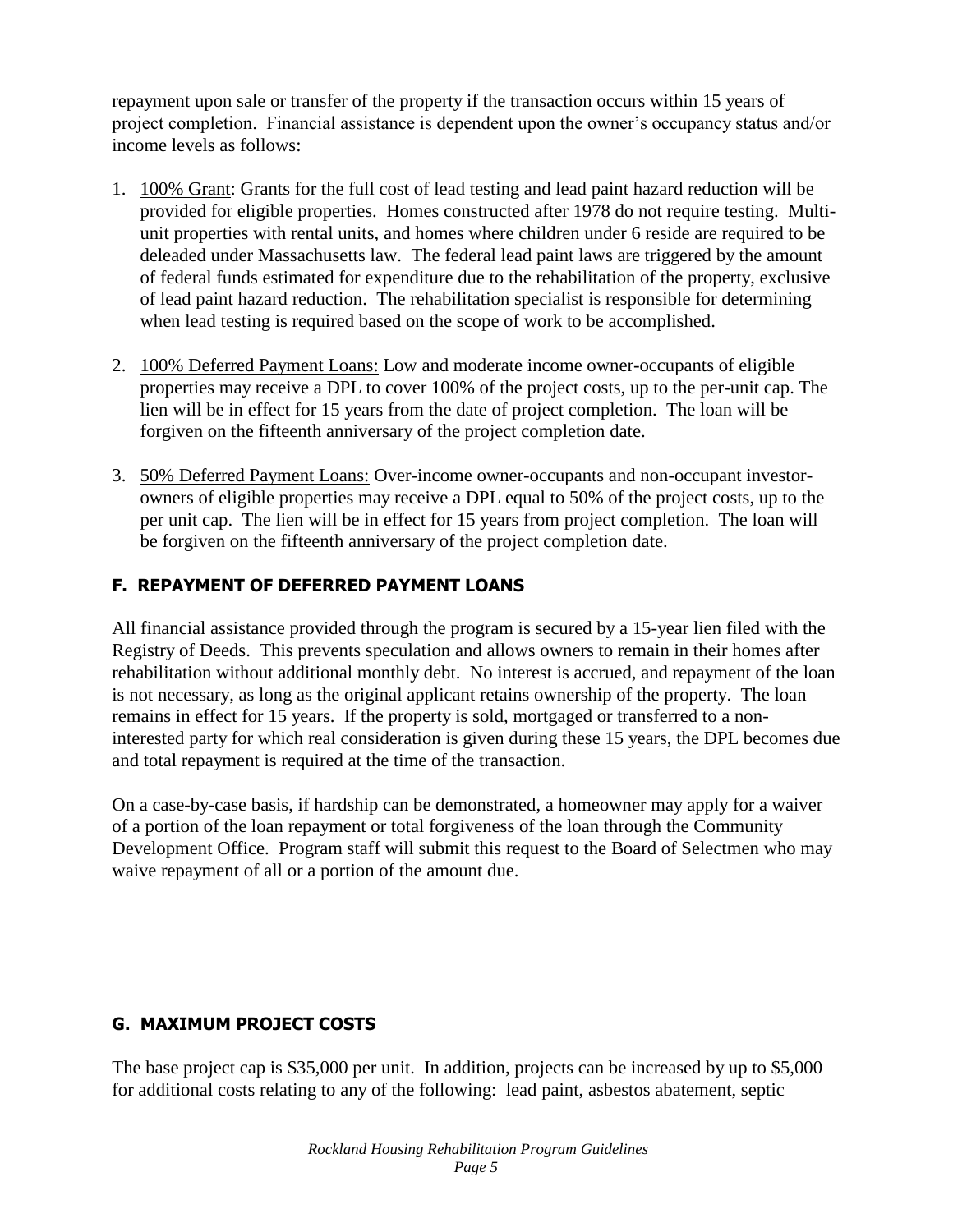repayment upon sale or transfer of the property if the transaction occurs within 15 years of project completion. Financial assistance is dependent upon the owner's occupancy status and/or income levels as follows:

1. 100% Grant: Grants for the full cost of lead testing and lead paint hazard reduction will be provided for eligible properties. Homes constructed after 1978 do not require testing. Multi-unit properties with rental units, and homes where children under 6 reside are required to be deleaded under Massachusetts law. The federal lead paint laws are triggered by the amount of federal funds estimated for expenditure due to the rehabilitation of the property, exclusive of lead paint hazard reduction. The rehabilitation specialist is responsible for determining when lead testing is required based on the scope of work to be accomplished.

2. 100% Deferred Payment Loans: Low and moderate income owner-occupants of eligible properties may receive a DPL to cover 100% of the project costs, up to the per-unit cap. The lien will be in effect for 15 years from the date of project completion. The loan will be forgiven on the fifteenth anniversary of the project completion date.

3. 50% Deferred Payment Loans: Over-income owner-occupants and non-occupant investor-owners of eligible properties may receive a DPL equal to 50% of the project costs, up to the per unit cap. The lien will be in effect for 15 years from project completion. The loan will be forgiven on the fifteenth anniversary of the project completion date.

### F. REPAYMENT OF DEFERRED PAYMENT LOANS

All financial assistance provided through the program is secured by a 15-year lien filed with the Registry of Deeds. This prevents speculation and allows owners to remain in their homes after rehabilitation without additional monthly debt. No interest is accrued, and repayment of the loan is not necessary, as long as the original applicant retains ownership of the property. The loan remains in effect for 15 years. If the property is sold, mortgaged or transferred to a non-interested party for which real consideration is given during these 15 years, the DPL becomes due and total repayment is required at the time of the transaction.

On a case-by-case basis, if hardship can be demonstrated, a homeowner may apply for a waiver of a portion of the loan repayment or total forgiveness of the loan through the Community Development Office. Program staff will submit this request to the Board of Selectmen who may waive repayment of all or a portion of the amount due.

### G. MAXIMUM PROJECT COSTS

The base project cap is $35,000 per unit. In addition, projects can be increased by up to $5,000 for additional costs relating to any of the following: lead paint, asbestos abatement, septic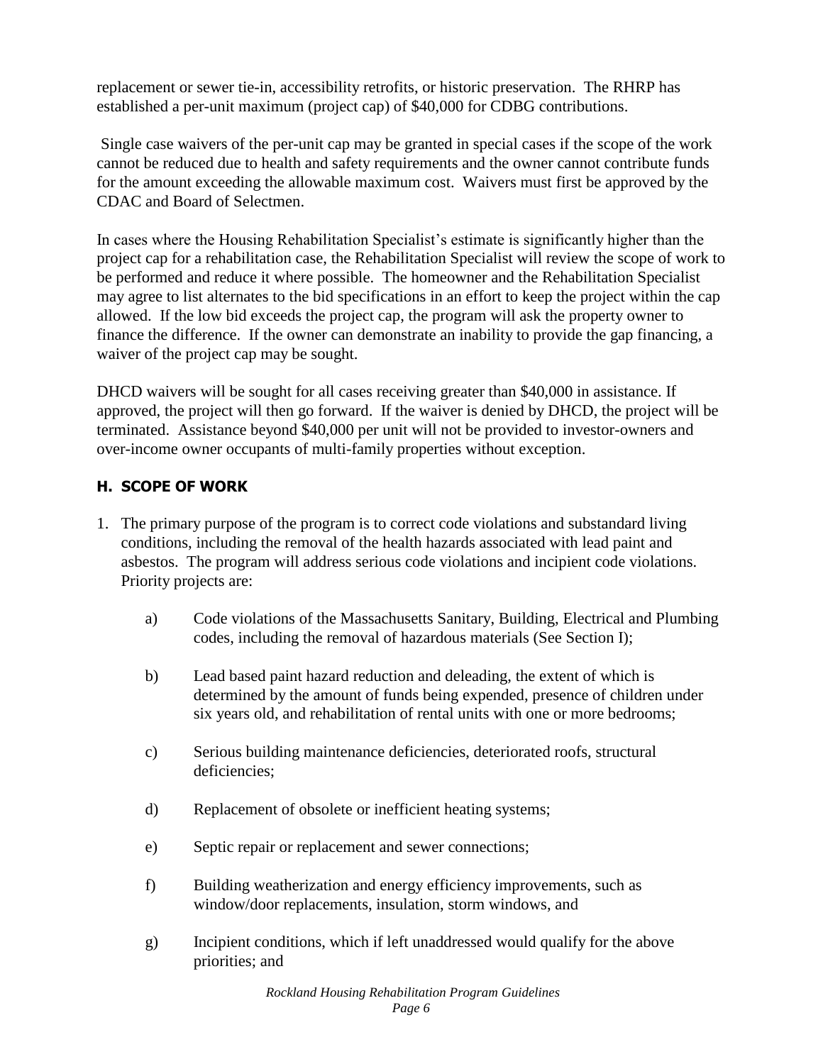replacement or sewer tie-in, accessibility retrofits, or historic preservation. The RHRP has established a per-unit maximum (project cap) of $40,000 for CDBG contributions.

Single case waivers of the per-unit cap may be granted in special cases if the scope of the work cannot be reduced due to health and safety requirements and the owner cannot contribute funds for the amount exceeding the allowable maximum cost. Waivers must first be approved by the CDAC and Board of Selectmen.

In cases where the Housing Rehabilitation Specialist's estimate is significantly higher than the project cap for a rehabilitation case, the Rehabilitation Specialist will review the scope of work to be performed and reduce it where possible. The homeowner and the Rehabilitation Specialist may agree to list alternates to the bid specifications in an effort to keep the project within the cap allowed. If the low bid exceeds the project cap, the program will ask the property owner to finance the difference. If the owner can demonstrate an inability to provide the gap financing, a waiver of the project cap may be sought.

DHCD waivers will be sought for all cases receiving greater than $40,000 in assistance. If approved, the project will then go forward. If the waiver is denied by DHCD, the project will be terminated. Assistance beyond $40,000 per unit will not be provided to investor-owners and over-income owner occupants of multi-family properties without exception.

## H. SCOPE OF WORK

1. The primary purpose of the program is to correct code violations and substandard living conditions, including the removal of the health hazards associated with lead paint and asbestos. The program will address serious code violations and incipient code violations. Priority projects are:

   a) Code violations of the Massachusetts Sanitary, Building, Electrical and Plumbing codes, including the removal of hazardous materials (See Section I);

   b) Lead based paint hazard reduction and deleading, the extent of which is determined by the amount of funds being expended, presence of children under six years old, and rehabilitation of rental units with one or more bedrooms;

   c) Serious building maintenance deficiencies, deteriorated roofs, structural deficiencies;

   d) Replacement of obsolete or inefficient heating systems;

   e) Septic repair or replacement and sewer connections;

   f) Building weatherization and energy efficiency improvements, such as window/door replacements, insulation, storm windows, and

   g) Incipient conditions, which if left unaddressed would qualify for the above priorities; and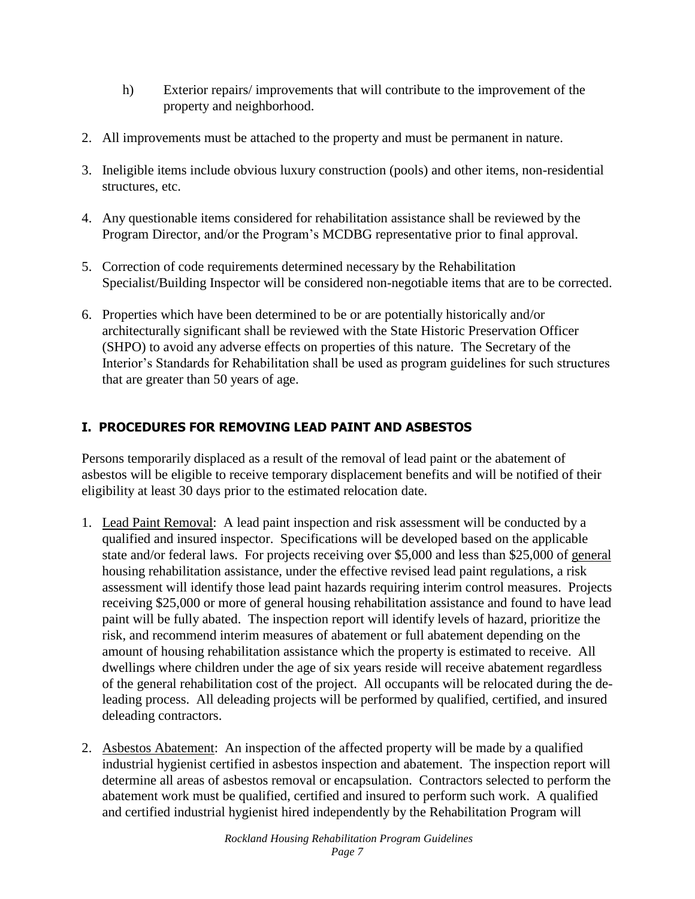h) Exterior repairs/ improvements that will contribute to the improvement of the property and neighborhood.

2. All improvements must be attached to the property and must be permanent in nature.

3. Ineligible items include obvious luxury construction (pools) and other items, non-residential structures, etc.

4. Any questionable items considered for rehabilitation assistance shall be reviewed by the Program Director, and/or the Program's MCDBG representative prior to final approval.

5. Correction of code requirements determined necessary by the Rehabilitation Specialist/Building Inspector will be considered non-negotiable items that are to be corrected.

6. Properties which have been determined to be or are potentially historically and/or architecturally significant shall be reviewed with the State Historic Preservation Officer (SHPO) to avoid any adverse effects on properties of this nature. The Secretary of the Interior's Standards for Rehabilitation shall be used as program guidelines for such structures that are greater than 50 years of age.

## I. PROCEDURES FOR REMOVING LEAD PAINT AND ASBESTOS

Persons temporarily displaced as a result of the removal of lead paint or the abatement of asbestos will be eligible to receive temporary displacement benefits and will be notified of their eligibility at least 30 days prior to the estimated relocation date.

1. Lead Paint Removal: A lead paint inspection and risk assessment will be conducted by a qualified and insured inspector. Specifications will be developed based on the applicable state and/or federal laws. For projects receiving over $5,000 and less than $25,000 of general housing rehabilitation assistance, under the effective revised lead paint regulations, a risk assessment will identify those lead paint hazards requiring interim control measures. Projects receiving $25,000 or more of general housing rehabilitation assistance and found to have lead paint will be fully abated. The inspection report will identify levels of hazard, prioritize the risk, and recommend interim measures of abatement or full abatement depending on the amount of housing rehabilitation assistance which the property is estimated to receive. All dwellings where children under the age of six years reside will receive abatement regardless of the general rehabilitation cost of the project. All occupants will be relocated during the de-leading process. All deleading projects will be performed by qualified, certified, and insured deleading contractors.

2. Asbestos Abatement: An inspection of the affected property will be made by a qualified industrial hygienist certified in asbestos inspection and abatement. The inspection report will determine all areas of asbestos removal or encapsulation. Contractors selected to perform the abatement work must be qualified, certified and insured to perform such work. A qualified and certified industrial hygienist hired independently by the Rehabilitation Program will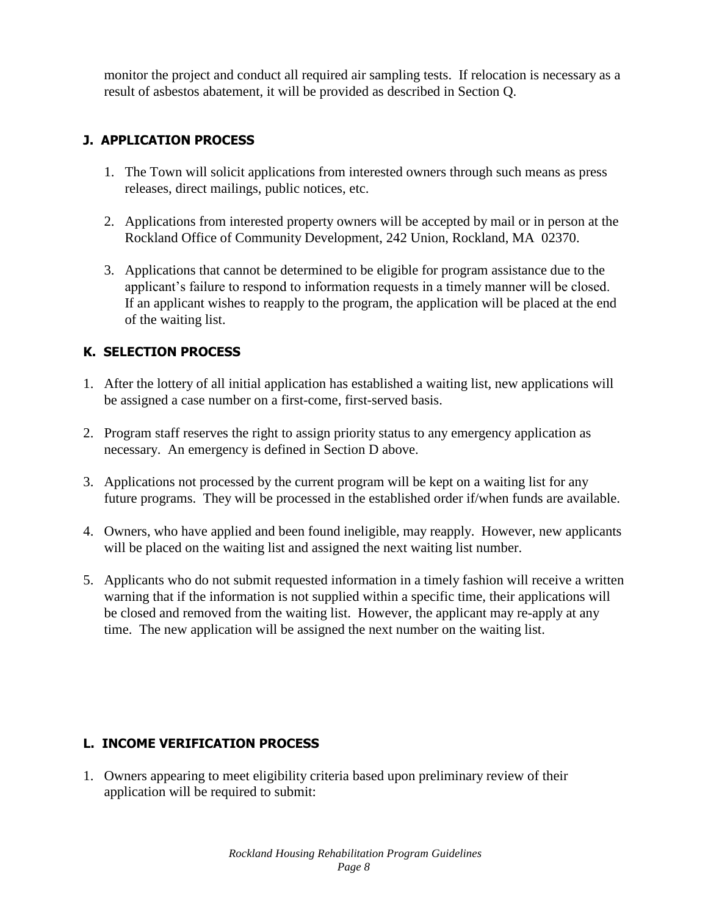monitor the project and conduct all required air sampling tests. If relocation is necessary as a result of asbestos abatement, it will be provided as described in Section Q.

### J. APPLICATION PROCESS

1. The Town will solicit applications from interested owners through such means as press releases, direct mailings, public notices, etc.

2. Applications from interested property owners will be accepted by mail or in person at the Rockland Office of Community Development, 242 Union, Rockland, MA 02370.

3. Applications that cannot be determined to be eligible for program assistance due to the applicant's failure to respond to information requests in a timely manner will be closed. If an applicant wishes to reapply to the program, the application will be placed at the end of the waiting list.

### K. SELECTION PROCESS

1. After the lottery of all initial application has established a waiting list, new applications will be assigned a case number on a first-come, first-served basis.

2. Program staff reserves the right to assign priority status to any emergency application as necessary. An emergency is defined in Section D above.

3. Applications not processed by the current program will be kept on a waiting list for any future programs. They will be processed in the established order if/when funds are available.

4. Owners, who have applied and been found ineligible, may reapply. However, new applicants will be placed on the waiting list and assigned the next waiting list number.

5. Applicants who do not submit requested information in a timely fashion will receive a written warning that if the information is not supplied within a specific time, their applications will be closed and removed from the waiting list. However, the applicant may re-apply at any time. The new application will be assigned the next number on the waiting list.

### L. INCOME VERIFICATION PROCESS

1. Owners appearing to meet eligibility criteria based upon preliminary review of their application will be required to submit: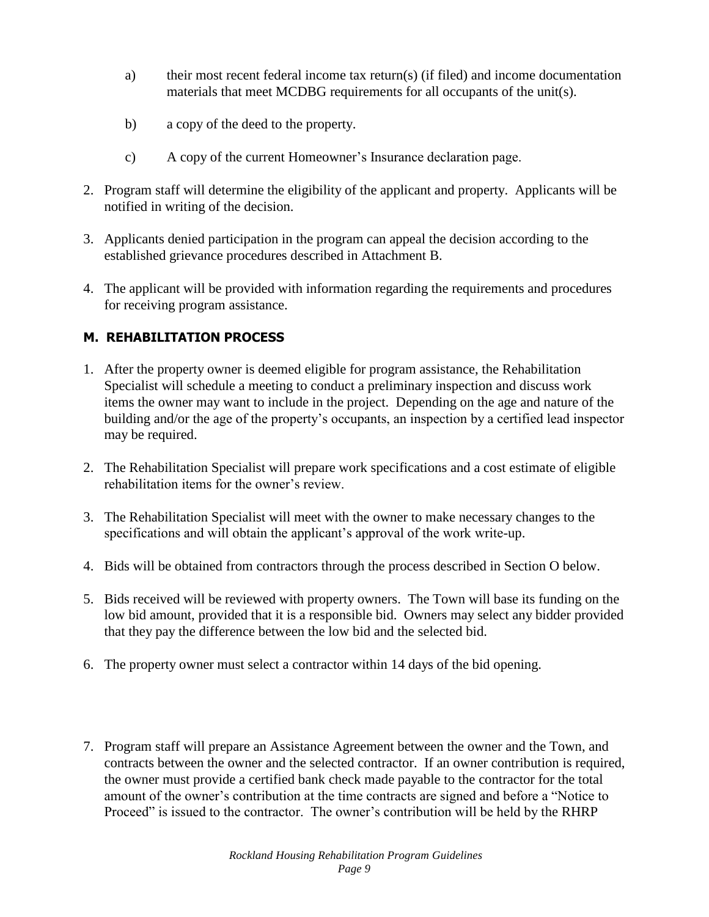a) their most recent federal income tax return(s) (if filed) and income documentation materials that meet MCDBG requirements for all occupants of the unit(s).

b) a copy of the deed to the property.

c) A copy of the current Homeowner's Insurance declaration page.

2. Program staff will determine the eligibility of the applicant and property. Applicants will be notified in writing of the decision.

3. Applicants denied participation in the program can appeal the decision according to the established grievance procedures described in Attachment B.

4. The applicant will be provided with information regarding the requirements and procedures for receiving program assistance.

### M. REHABILITATION PROCESS

1. After the property owner is deemed eligible for program assistance, the Rehabilitation Specialist will schedule a meeting to conduct a preliminary inspection and discuss work items the owner may want to include in the project. Depending on the age and nature of the building and/or the age of the property's occupants, an inspection by a certified lead inspector may be required.

2. The Rehabilitation Specialist will prepare work specifications and a cost estimate of eligible rehabilitation items for the owner's review.

3. The Rehabilitation Specialist will meet with the owner to make necessary changes to the specifications and will obtain the applicant's approval of the work write-up.

4. Bids will be obtained from contractors through the process described in Section O below.

5. Bids received will be reviewed with property owners. The Town will base its funding on the low bid amount, provided that it is a responsible bid. Owners may select any bidder provided that they pay the difference between the low bid and the selected bid.

6. The property owner must select a contractor within 14 days of the bid opening.

7. Program staff will prepare an Assistance Agreement between the owner and the Town, and contracts between the owner and the selected contractor. If an owner contribution is required, the owner must provide a certified bank check made payable to the contractor for the total amount of the owner's contribution at the time contracts are signed and before a "Notice to Proceed" is issued to the contractor. The owner's contribution will be held by the RHRP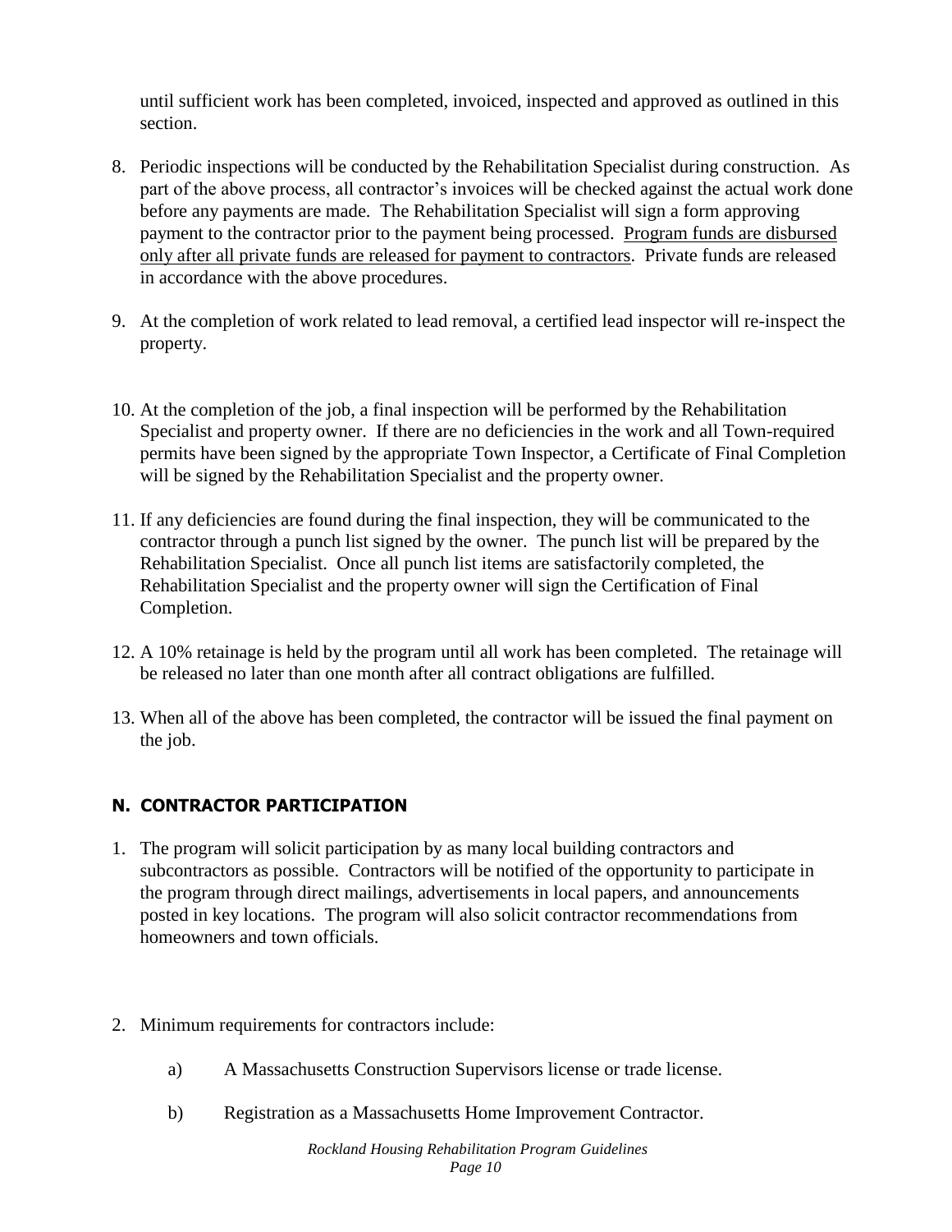until sufficient work has been completed, invoiced, inspected and approved as outlined in this section.

8. Periodic inspections will be conducted by the Rehabilitation Specialist during construction. As part of the above process, all contractor's invoices will be checked against the actual work done before any payments are made. The Rehabilitation Specialist will sign a form approving payment to the contractor prior to the payment being processed. <u>Program funds are disbursed only after all private funds are released for payment to contractors</u>. Private funds are released in accordance with the above procedures.

9. At the completion of work related to lead removal, a certified lead inspector will re-inspect the property.

10. At the completion of the job, a final inspection will be performed by the Rehabilitation Specialist and property owner. If there are no deficiencies in the work and all Town-required permits have been signed by the appropriate Town Inspector, a Certificate of Final Completion will be signed by the Rehabilitation Specialist and the property owner.

11. If any deficiencies are found during the final inspection, they will be communicated to the contractor through a punch list signed by the owner. The punch list will be prepared by the Rehabilitation Specialist. Once all punch list items are satisfactorily completed, the Rehabilitation Specialist and the property owner will sign the Certification of Final Completion.

12. A 10% retainage is held by the program until all work has been completed. The retainage will be released no later than one month after all contract obligations are fulfilled.

13. When all of the above has been completed, the contractor will be issued the final payment on the job.

## N. CONTRACTOR PARTICIPATION

1. The program will solicit participation by as many local building contractors and subcontractors as possible. Contractors will be notified of the opportunity to participate in the program through direct mailings, advertisements in local papers, and announcements posted in key locations. The program will also solicit contractor recommendations from homeowners and town officials.

2. Minimum requirements for contractors include:

   a) A Massachusetts Construction Supervisors license or trade license.

   b) Registration as a Massachusetts Home Improvement Contractor.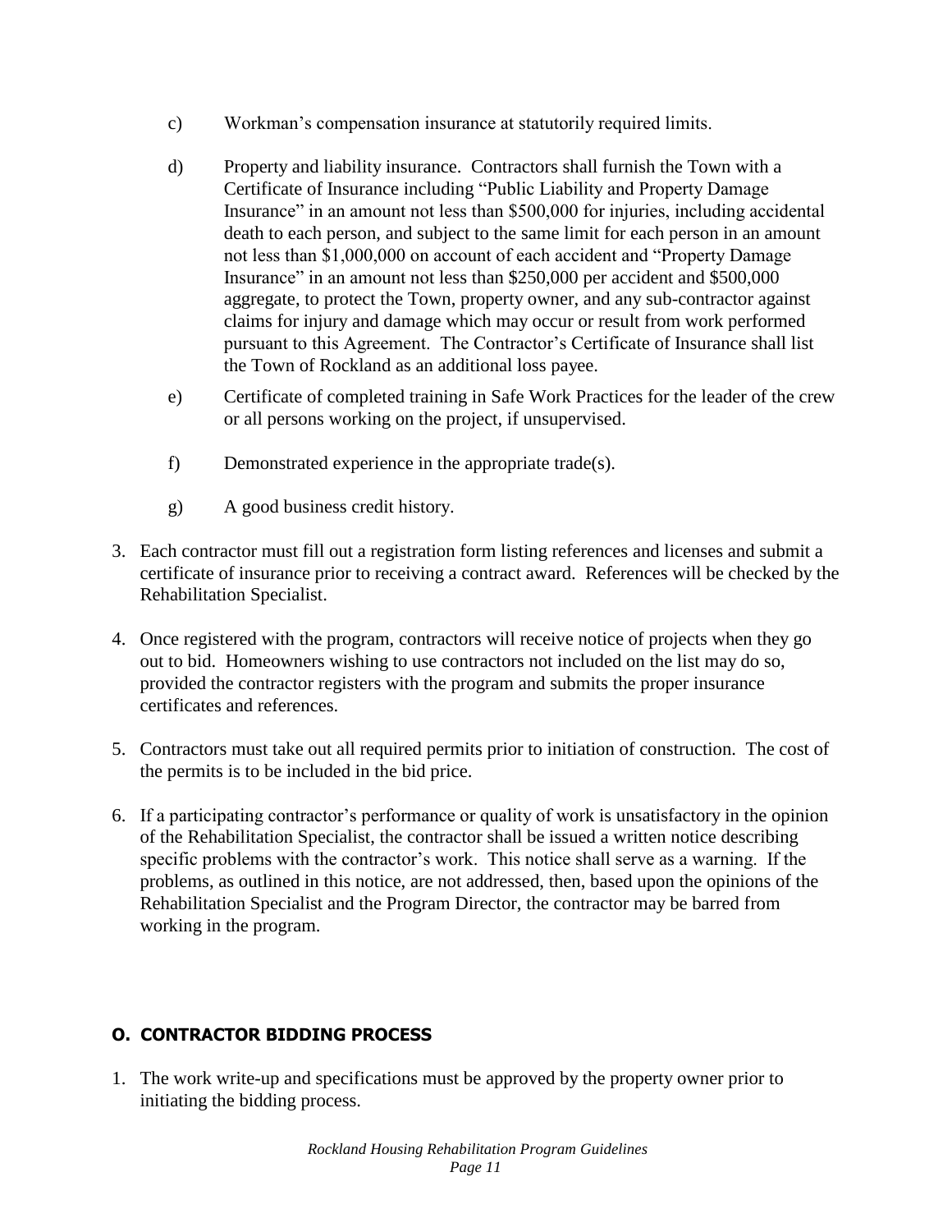c) Workman's compensation insurance at statutorily required limits.

d) Property and liability insurance. Contractors shall furnish the Town with a Certificate of Insurance including "Public Liability and Property Damage Insurance" in an amount not less than $500,000 for injuries, including accidental death to each person, and subject to the same limit for each person in an amount not less than $1,000,000 on account of each accident and "Property Damage Insurance" in an amount not less than $250,000 per accident and $500,000 aggregate, to protect the Town, property owner, and any sub-contractor against claims for injury and damage which may occur or result from work performed pursuant to this Agreement. The Contractor's Certificate of Insurance shall list the Town of Rockland as an additional loss payee.

e) Certificate of completed training in Safe Work Practices for the leader of the crew or all persons working on the project, if unsupervised.

f) Demonstrated experience in the appropriate trade(s).

g) A good business credit history.

3. Each contractor must fill out a registration form listing references and licenses and submit a certificate of insurance prior to receiving a contract award. References will be checked by the Rehabilitation Specialist.

4. Once registered with the program, contractors will receive notice of projects when they go out to bid. Homeowners wishing to use contractors not included on the list may do so, provided the contractor registers with the program and submits the proper insurance certificates and references.

5. Contractors must take out all required permits prior to initiation of construction. The cost of the permits is to be included in the bid price.

6. If a participating contractor's performance or quality of work is unsatisfactory in the opinion of the Rehabilitation Specialist, the contractor shall be issued a written notice describing specific problems with the contractor's work. This notice shall serve as a warning. If the problems, as outlined in this notice, are not addressed, then, based upon the opinions of the Rehabilitation Specialist and the Program Director, the contractor may be barred from working in the program.

## O. CONTRACTOR BIDDING PROCESS

1. The work write-up and specifications must be approved by the property owner prior to initiating the bidding process.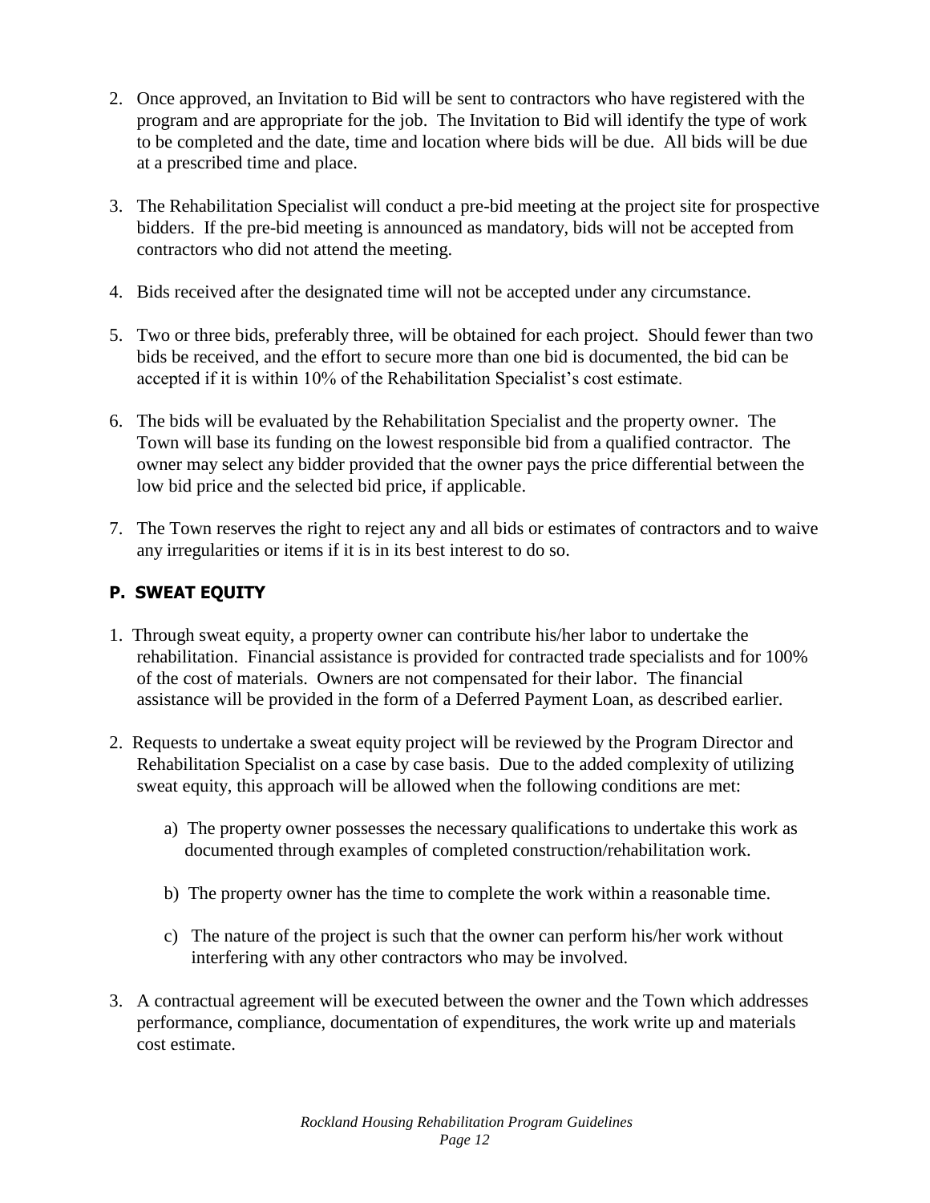2. Once approved, an Invitation to Bid will be sent to contractors who have registered with the program and are appropriate for the job. The Invitation to Bid will identify the type of work to be completed and the date, time and location where bids will be due. All bids will be due at a prescribed time and place.

3. The Rehabilitation Specialist will conduct a pre-bid meeting at the project site for prospective bidders. If the pre-bid meeting is announced as mandatory, bids will not be accepted from contractors who did not attend the meeting.

4. Bids received after the designated time will not be accepted under any circumstance.

5. Two or three bids, preferably three, will be obtained for each project. Should fewer than two bids be received, and the effort to secure more than one bid is documented, the bid can be accepted if it is within 10% of the Rehabilitation Specialist's cost estimate.

6. The bids will be evaluated by the Rehabilitation Specialist and the property owner. The Town will base its funding on the lowest responsible bid from a qualified contractor. The owner may select any bidder provided that the owner pays the price differential between the low bid price and the selected bid price, if applicable.

7. The Town reserves the right to reject any and all bids or estimates of contractors and to waive any irregularities or items if it is in its best interest to do so.

### P. SWEAT EQUITY

1. Through sweat equity, a property owner can contribute his/her labor to undertake the rehabilitation. Financial assistance is provided for contracted trade specialists and for 100% of the cost of materials. Owners are not compensated for their labor. The financial assistance will be provided in the form of a Deferred Payment Loan, as described earlier.

2. Requests to undertake a sweat equity project will be reviewed by the Program Director and Rehabilitation Specialist on a case by case basis. Due to the added complexity of utilizing sweat equity, this approach will be allowed when the following conditions are met:

   a) The property owner possesses the necessary qualifications to undertake this work as documented through examples of completed construction/rehabilitation work.

   b) The property owner has the time to complete the work within a reasonable time.

   c) The nature of the project is such that the owner can perform his/her work without interfering with any other contractors who may be involved.

3. A contractual agreement will be executed between the owner and the Town which addresses performance, compliance, documentation of expenditures, the work write up and materials cost estimate.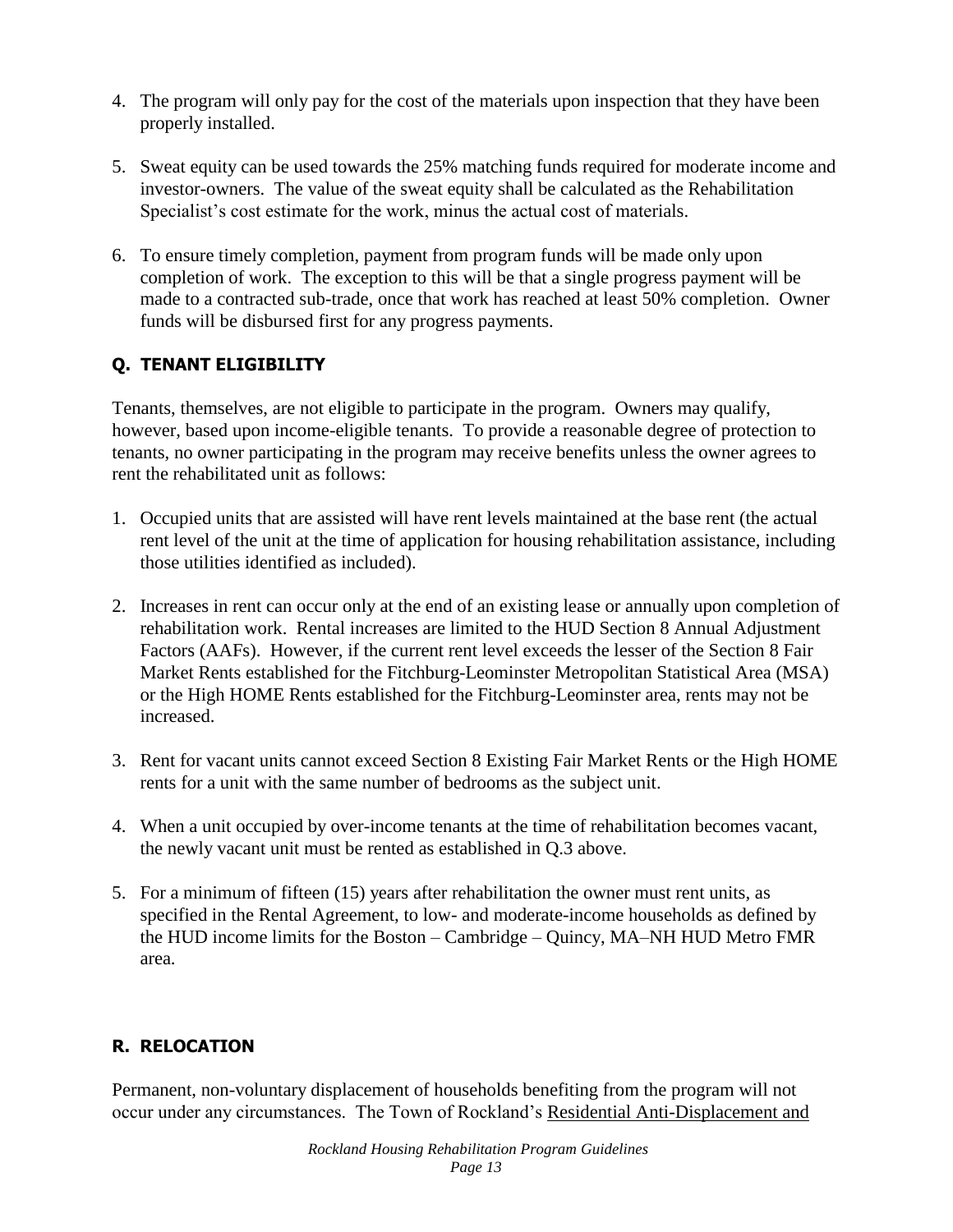4. The program will only pay for the cost of the materials upon inspection that they have been properly installed.

5. Sweat equity can be used towards the 25% matching funds required for moderate income and investor-owners. The value of the sweat equity shall be calculated as the Rehabilitation Specialist's cost estimate for the work, minus the actual cost of materials.

6. To ensure timely completion, payment from program funds will be made only upon completion of work. The exception to this will be that a single progress payment will be made to a contracted sub-trade, once that work has reached at least 50% completion. Owner funds will be disbursed first for any progress payments.

### Q. TENANT ELIGIBILITY

Tenants, themselves, are not eligible to participate in the program. Owners may qualify, however, based upon income-eligible tenants. To provide a reasonable degree of protection to tenants, no owner participating in the program may receive benefits unless the owner agrees to rent the rehabilitated unit as follows:

1. Occupied units that are assisted will have rent levels maintained at the base rent (the actual rent level of the unit at the time of application for housing rehabilitation assistance, including those utilities identified as included).

2. Increases in rent can occur only at the end of an existing lease or annually upon completion of rehabilitation work. Rental increases are limited to the HUD Section 8 Annual Adjustment Factors (AAFs). However, if the current rent level exceeds the lesser of the Section 8 Fair Market Rents established for the Fitchburg-Leominster Metropolitan Statistical Area (MSA) or the High HOME Rents established for the Fitchburg-Leominster area, rents may not be increased.

3. Rent for vacant units cannot exceed Section 8 Existing Fair Market Rents or the High HOME rents for a unit with the same number of bedrooms as the subject unit.

4. When a unit occupied by over-income tenants at the time of rehabilitation becomes vacant, the newly vacant unit must be rented as established in Q.3 above.

5. For a minimum of fifteen (15) years after rehabilitation the owner must rent units, as specified in the Rental Agreement, to low- and moderate-income households as defined by the HUD income limits for the Boston – Cambridge – Quincy, MA–NH HUD Metro FMR area.

### R. RELOCATION

Permanent, non-voluntary displacement of households benefiting from the program will not occur under any circumstances. The Town of Rockland's Residential Anti-Displacement and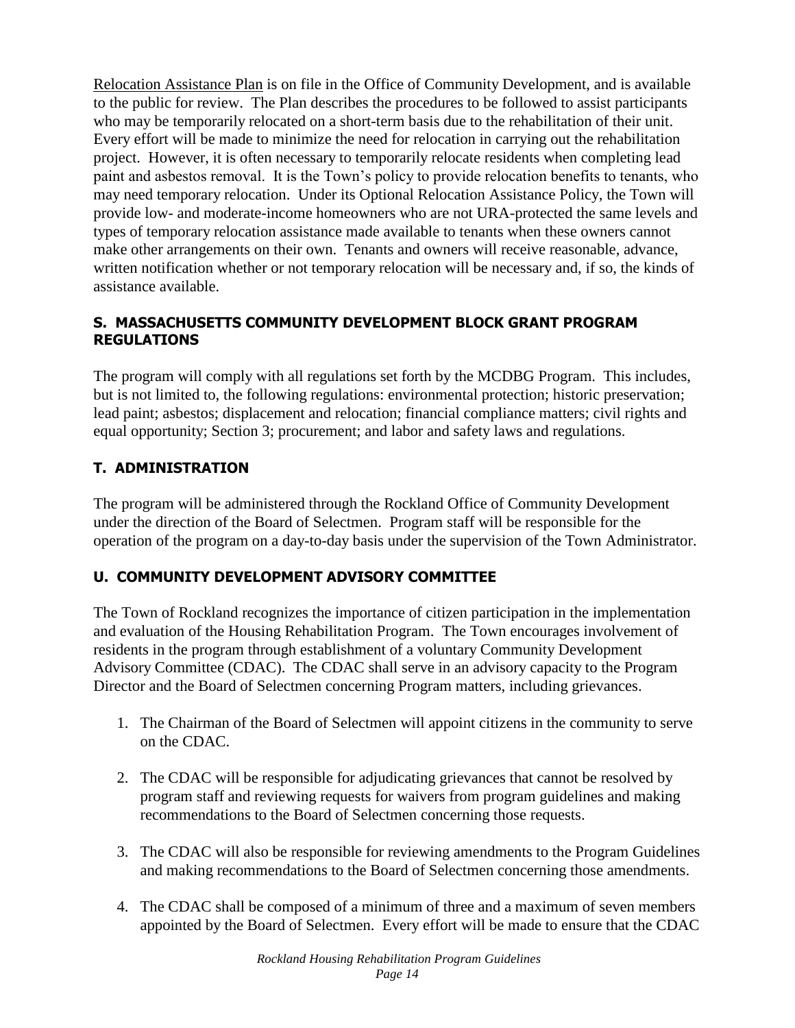Relocation Assistance Plan is on file in the Office of Community Development, and is available to the public for review. The Plan describes the procedures to be followed to assist participants who may be temporarily relocated on a short-term basis due to the rehabilitation of their unit. Every effort will be made to minimize the need for relocation in carrying out the rehabilitation project. However, it is often necessary to temporarily relocate residents when completing lead paint and asbestos removal. It is the Town's policy to provide relocation benefits to tenants, who may need temporary relocation. Under its Optional Relocation Assistance Policy, the Town will provide low- and moderate-income homeowners who are not URA-protected the same levels and types of temporary relocation assistance made available to tenants when these owners cannot make other arrangements on their own. Tenants and owners will receive reasonable, advance, written notification whether or not temporary relocation will be necessary and, if so, the kinds of assistance available.

## S. MASSACHUSETTS COMMUNITY DEVELOPMENT BLOCK GRANT PROGRAM REGULATIONS

The program will comply with all regulations set forth by the MCDBG Program. This includes, but is not limited to, the following regulations: environmental protection; historic preservation; lead paint; asbestos; displacement and relocation; financial compliance matters; civil rights and equal opportunity; Section 3; procurement; and labor and safety laws and regulations.

## T. ADMINISTRATION

The program will be administered through the Rockland Office of Community Development under the direction of the Board of Selectmen. Program staff will be responsible for the operation of the program on a day-to-day basis under the supervision of the Town Administrator.

## U. COMMUNITY DEVELOPMENT ADVISORY COMMITTEE

The Town of Rockland recognizes the importance of citizen participation in the implementation and evaluation of the Housing Rehabilitation Program. The Town encourages involvement of residents in the program through establishment of a voluntary Community Development Advisory Committee (CDAC). The CDAC shall serve in an advisory capacity to the Program Director and the Board of Selectmen concerning Program matters, including grievances.

1. The Chairman of the Board of Selectmen will appoint citizens in the community to serve on the CDAC.

2. The CDAC will be responsible for adjudicating grievances that cannot be resolved by program staff and reviewing requests for waivers from program guidelines and making recommendations to the Board of Selectmen concerning those requests.

3. The CDAC will also be responsible for reviewing amendments to the Program Guidelines and making recommendations to the Board of Selectmen concerning those amendments.

4. The CDAC shall be composed of a minimum of three and a maximum of seven members appointed by the Board of Selectmen. Every effort will be made to ensure that the CDAC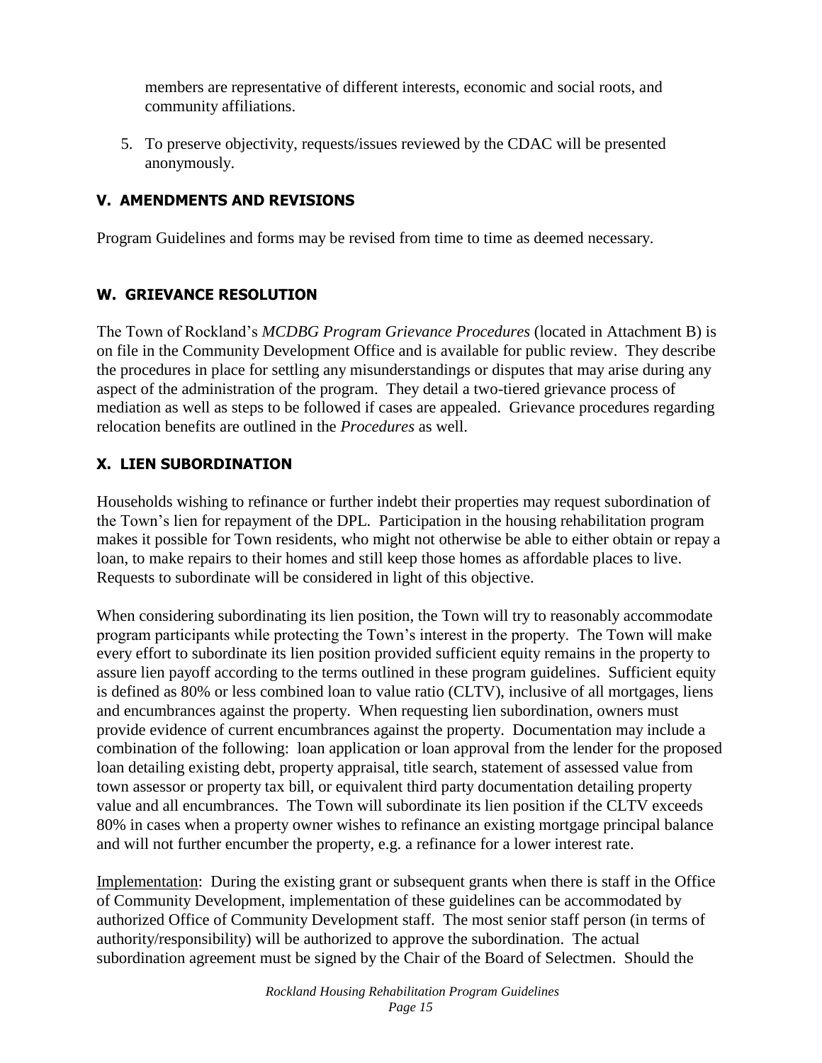members are representative of different interests, economic and social roots, and community affiliations.

5. To preserve objectivity, requests/issues reviewed by the CDAC will be presented anonymously.

## V. AMENDMENTS AND REVISIONS

Program Guidelines and forms may be revised from time to time as deemed necessary.

## W. GRIEVANCE RESOLUTION

The Town of Rockland's *MCDBG Program Grievance Procedures* (located in Attachment B) is on file in the Community Development Office and is available for public review. They describe the procedures in place for settling any misunderstandings or disputes that may arise during any aspect of the administration of the program. They detail a two-tiered grievance process of mediation as well as steps to be followed if cases are appealed. Grievance procedures regarding relocation benefits are outlined in the *Procedures* as well.

## X. LIEN SUBORDINATION

Households wishing to refinance or further indebt their properties may request subordination of the Town's lien for repayment of the DPL. Participation in the housing rehabilitation program makes it possible for Town residents, who might not otherwise be able to either obtain or repay a loan, to make repairs to their homes and still keep those homes as affordable places to live. Requests to subordinate will be considered in light of this objective.

When considering subordinating its lien position, the Town will try to reasonably accommodate program participants while protecting the Town's interest in the property. The Town will make every effort to subordinate its lien position provided sufficient equity remains in the property to assure lien payoff according to the terms outlined in these program guidelines. Sufficient equity is defined as 80% or less combined loan to value ratio (CLTV), inclusive of all mortgages, liens and encumbrances against the property. When requesting lien subordination, owners must provide evidence of current encumbrances against the property. Documentation may include a combination of the following: loan application or loan approval from the lender for the proposed loan detailing existing debt, property appraisal, title search, statement of assessed value from town assessor or property tax bill, or equivalent third party documentation detailing property value and all encumbrances. The Town will subordinate its lien position if the CLTV exceeds 80% in cases when a property owner wishes to refinance an existing mortgage principal balance and will not further encumber the property, e.g. a refinance for a lower interest rate.

Implementation: During the existing grant or subsequent grants when there is staff in the Office of Community Development, implementation of these guidelines can be accommodated by authorized Office of Community Development staff. The most senior staff person (in terms of authority/responsibility) will be authorized to approve the subordination. The actual subordination agreement must be signed by the Chair of the Board of Selectmen. Should the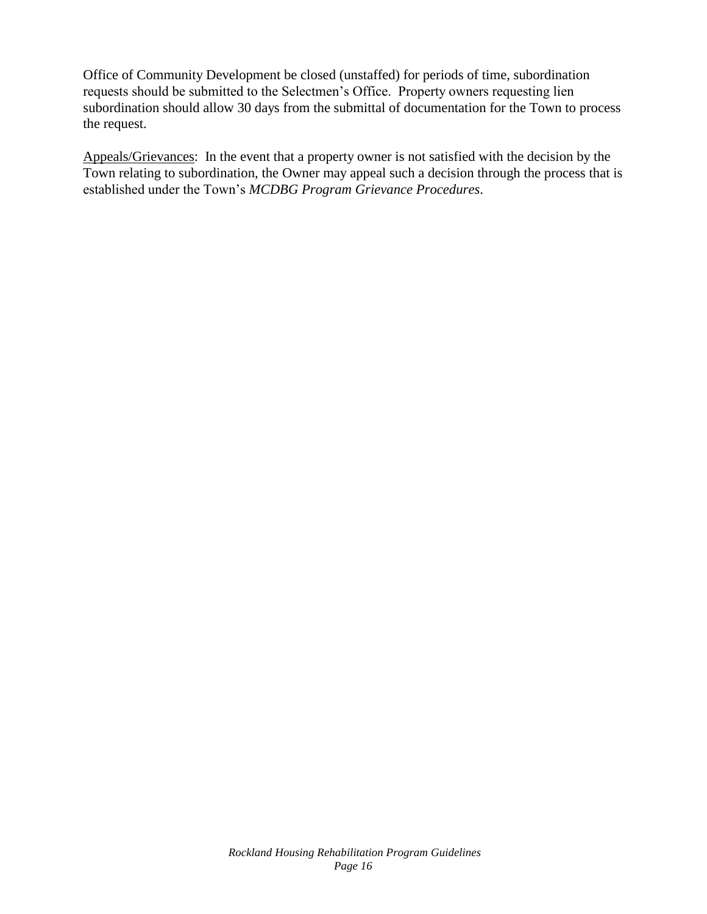Office of Community Development be closed (unstaffed) for periods of time, subordination requests should be submitted to the Selectmen's Office. Property owners requesting lien subordination should allow 30 days from the submittal of documentation for the Town to process the request.

<u>Appeals/Grievances</u>: In the event that a property owner is not satisfied with the decision by the Town relating to subordination, the Owner may appeal such a decision through the process that is established under the Town's *MCDBG Program Grievance Procedures*.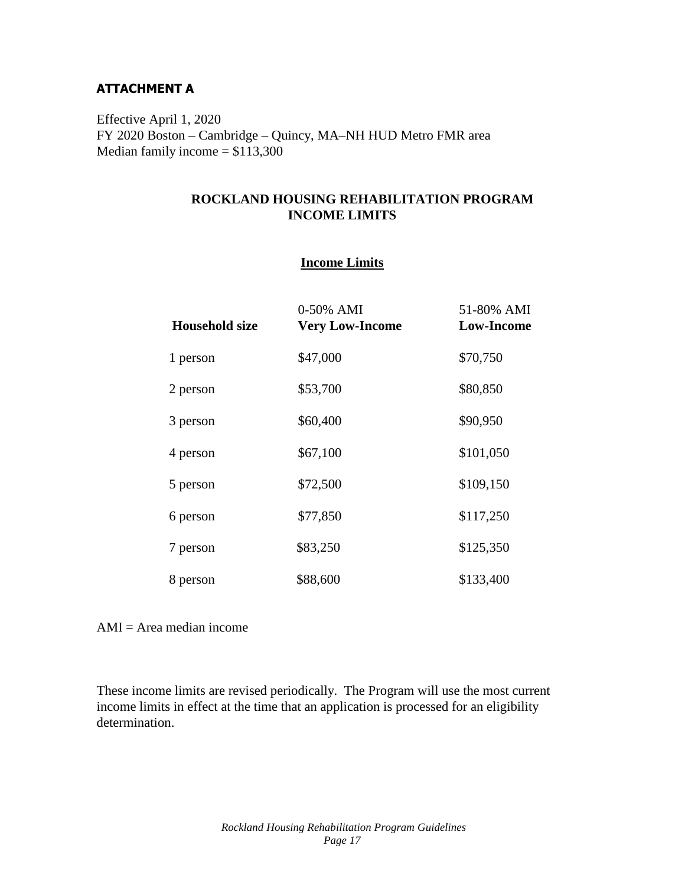**ATTACHMENT A**

Effective April 1, 2020
FY 2020 Boston – Cambridge – Quincy, MA–NH HUD Metro FMR area
Median family income = $113,300

## ROCKLAND HOUSING REHABILITATION PROGRAM INCOME LIMITS

### Income Limits

| Household size | 0-50% AMI **Very Low-Income** | 51-80% AMI **Low-Income** |
|---|---|---|
| 1 person | $47,000 | $70,750 |
| 2 person | $53,700 | $80,850 |
| 3 person | $60,400 | $90,950 |
| 4 person | $67,100 | $101,050 |
| 5 person | $72,500 | $109,150 |
| 6 person | $77,850 | $117,250 |
| 7 person | $83,250 | $125,350 |
| 8 person | $88,600 | $133,400 |

AMI = Area median income

These income limits are revised periodically. The Program will use the most current income limits in effect at the time that an application is processed for an eligibility determination.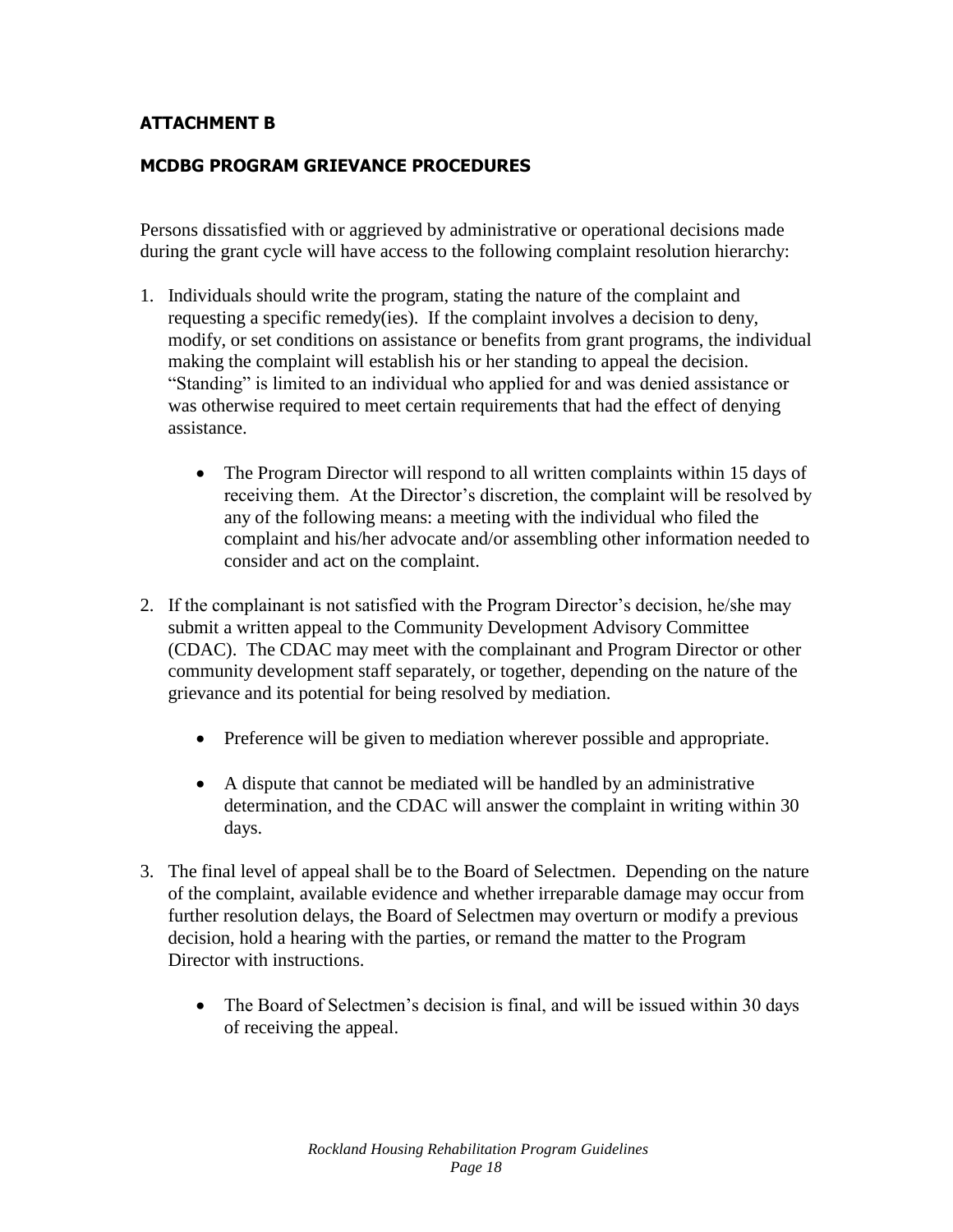## ATTACHMENT B

## MCDBG PROGRAM GRIEVANCE PROCEDURES

Persons dissatisfied with or aggrieved by administrative or operational decisions made during the grant cycle will have access to the following complaint resolution hierarchy:

1. Individuals should write the program, stating the nature of the complaint and requesting a specific remedy(ies). If the complaint involves a decision to deny, modify, or set conditions on assistance or benefits from grant programs, the individual making the complaint will establish his or her standing to appeal the decision. "Standing" is limited to an individual who applied for and was denied assistance or was otherwise required to meet certain requirements that had the effect of denying assistance.

    - The Program Director will respond to all written complaints within 15 days of receiving them. At the Director's discretion, the complaint will be resolved by any of the following means: a meeting with the individual who filed the complaint and his/her advocate and/or assembling other information needed to consider and act on the complaint.

2. If the complainant is not satisfied with the Program Director's decision, he/she may submit a written appeal to the Community Development Advisory Committee (CDAC). The CDAC may meet with the complainant and Program Director or other community development staff separately, or together, depending on the nature of the grievance and its potential for being resolved by mediation.

    - Preference will be given to mediation wherever possible and appropriate.
    - A dispute that cannot be mediated will be handled by an administrative determination, and the CDAC will answer the complaint in writing within 30 days.

3. The final level of appeal shall be to the Board of Selectmen. Depending on the nature of the complaint, available evidence and whether irreparable damage may occur from further resolution delays, the Board of Selectmen may overturn or modify a previous decision, hold a hearing with the parties, or remand the matter to the Program Director with instructions.

    - The Board of Selectmen's decision is final, and will be issued within 30 days of receiving the appeal.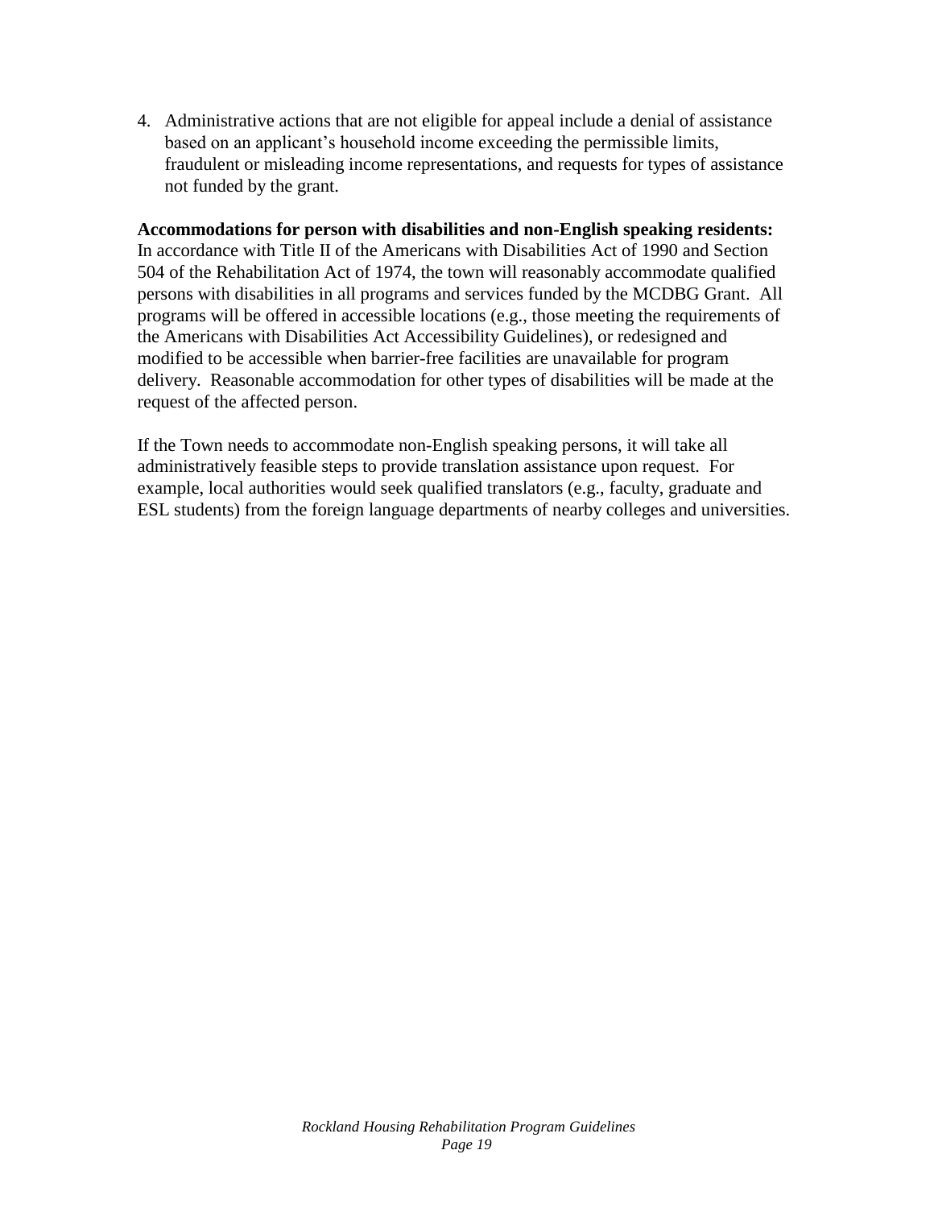4. Administrative actions that are not eligible for appeal include a denial of assistance based on an applicant's household income exceeding the permissible limits, fraudulent or misleading income representations, and requests for types of assistance not funded by the grant.

**Accommodations for person with disabilities and non-English speaking residents:** In accordance with Title II of the Americans with Disabilities Act of 1990 and Section 504 of the Rehabilitation Act of 1974, the town will reasonably accommodate qualified persons with disabilities in all programs and services funded by the MCDBG Grant. All programs will be offered in accessible locations (e.g., those meeting the requirements of the Americans with Disabilities Act Accessibility Guidelines), or redesigned and modified to be accessible when barrier-free facilities are unavailable for program delivery. Reasonable accommodation for other types of disabilities will be made at the request of the affected person.

If the Town needs to accommodate non-English speaking persons, it will take all administratively feasible steps to provide translation assistance upon request. For example, local authorities would seek qualified translators (e.g., faculty, graduate and ESL students) from the foreign language departments of nearby colleges and universities.